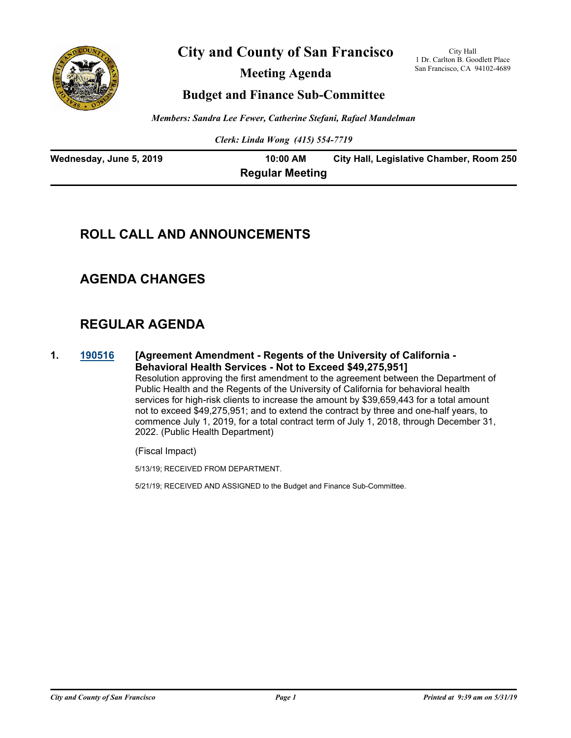# City and County of San Francisco

## Meeting Agenda

## Budget and Finance Sub-Committee

City Hall
1 Dr. Carlton B. Goodlett Place
San Francisco, CA 94102-4689

*Members: Sandra Lee Fewer, Catherine Stefani, Rafael Mandelman*

*Clerk: Linda Wong (415) 554-7719*

**Wednesday, June 5, 2019** **10:00 AM** **City Hall, Legislative Chamber, Room 250**

**Regular Meeting**

## ROLL CALL AND ANNOUNCEMENTS

## AGENDA CHANGES

## REGULAR AGENDA

**1. [190516]** **[Agreement Amendment - Regents of the University of California - Behavioral Health Services - Not to Exceed $49,275,951]**

Resolution approving the first amendment to the agreement between the Department of Public Health and the Regents of the University of California for behavioral health services for high-risk clients to increase the amount by $39,659,443 for a total amount not to exceed $49,275,951; and to extend the contract by three and one-half years, to commence July 1, 2019, for a total contract term of July 1, 2018, through December 31, 2022. (Public Health Department)

(Fiscal Impact)

5/13/19; RECEIVED FROM DEPARTMENT.

5/21/19; RECEIVED AND ASSIGNED to the Budget and Finance Sub-Committee.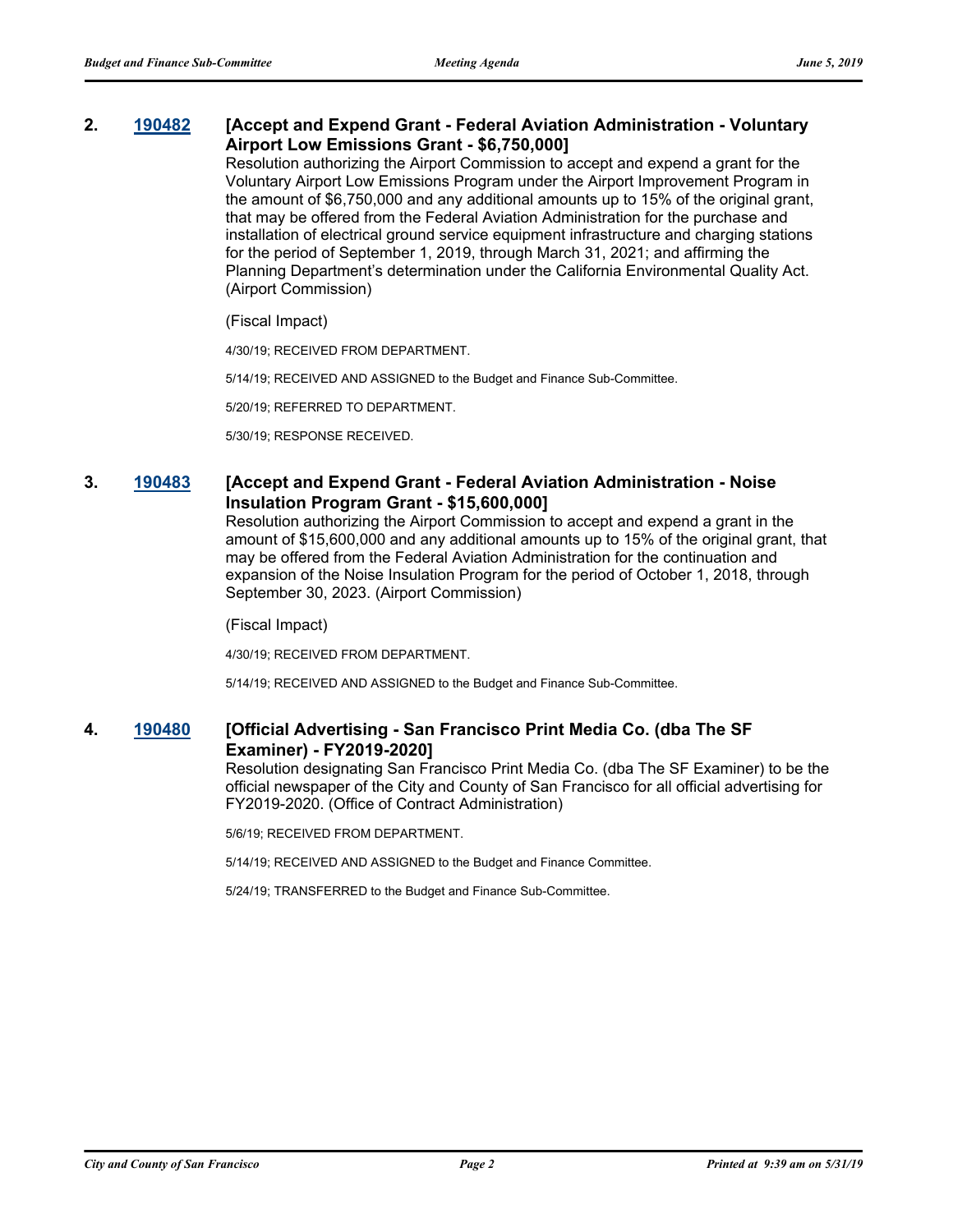**2. 190482 [Accept and Expend Grant - Federal Aviation Administration - Voluntary Airport Low Emissions Grant - $6,750,000]**

Resolution authorizing the Airport Commission to accept and expend a grant for the Voluntary Airport Low Emissions Program under the Airport Improvement Program in the amount of $6,750,000 and any additional amounts up to 15% of the original grant, that may be offered from the Federal Aviation Administration for the purchase and installation of electrical ground service equipment infrastructure and charging stations for the period of September 1, 2019, through March 31, 2021; and affirming the Planning Department's determination under the California Environmental Quality Act. (Airport Commission)

(Fiscal Impact)

4/30/19; RECEIVED FROM DEPARTMENT.

5/14/19; RECEIVED AND ASSIGNED to the Budget and Finance Sub-Committee.

5/20/19; REFERRED TO DEPARTMENT.

5/30/19; RESPONSE RECEIVED.

**3. 190483 [Accept and Expend Grant - Federal Aviation Administration - Noise Insulation Program Grant - $15,600,000]**

Resolution authorizing the Airport Commission to accept and expend a grant in the amount of $15,600,000 and any additional amounts up to 15% of the original grant, that may be offered from the Federal Aviation Administration for the continuation and expansion of the Noise Insulation Program for the period of October 1, 2018, through September 30, 2023. (Airport Commission)

(Fiscal Impact)

4/30/19; RECEIVED FROM DEPARTMENT.

5/14/19; RECEIVED AND ASSIGNED to the Budget and Finance Sub-Committee.

**4. 190480 [Official Advertising - San Francisco Print Media Co. (dba The SF Examiner) - FY2019-2020]**

Resolution designating San Francisco Print Media Co. (dba The SF Examiner) to be the official newspaper of the City and County of San Francisco for all official advertising for FY2019-2020. (Office of Contract Administration)

5/6/19; RECEIVED FROM DEPARTMENT.

5/14/19; RECEIVED AND ASSIGNED to the Budget and Finance Committee.

5/24/19; TRANSFERRED to the Budget and Finance Sub-Committee.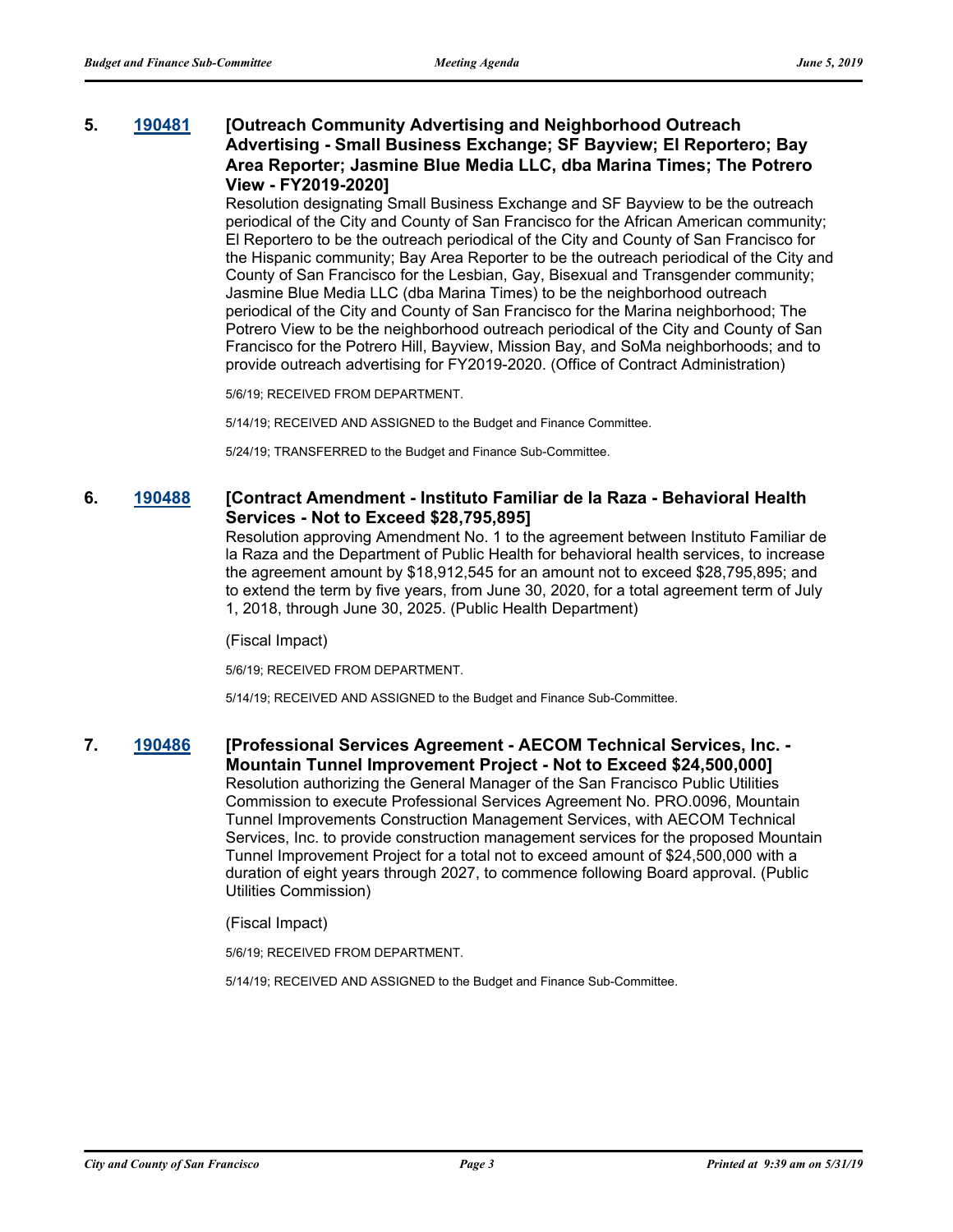**5. 190481 [Outreach Community Advertising and Neighborhood Outreach Advertising - Small Business Exchange; SF Bayview; El Reportero; Bay Area Reporter; Jasmine Blue Media LLC, dba Marina Times; The Potrero View - FY2019-2020]**

Resolution designating Small Business Exchange and SF Bayview to be the outreach periodical of the City and County of San Francisco for the African American community; El Reportero to be the outreach periodical of the City and County of San Francisco for the Hispanic community; Bay Area Reporter to be the outreach periodical of the City and County of San Francisco for the Lesbian, Gay, Bisexual and Transgender community; Jasmine Blue Media LLC (dba Marina Times) to be the neighborhood outreach periodical of the City and County of San Francisco for the Marina neighborhood; The Potrero View to be the neighborhood outreach periodical of the City and County of San Francisco for the Potrero Hill, Bayview, Mission Bay, and SoMa neighborhoods; and to provide outreach advertising for FY2019-2020. (Office of Contract Administration)

5/6/19; RECEIVED FROM DEPARTMENT.

5/14/19; RECEIVED AND ASSIGNED to the Budget and Finance Committee.

5/24/19; TRANSFERRED to the Budget and Finance Sub-Committee.

**6. 190488 [Contract Amendment - Instituto Familiar de la Raza - Behavioral Health Services - Not to Exceed $28,795,895]**

Resolution approving Amendment No. 1 to the agreement between Instituto Familiar de la Raza and the Department of Public Health for behavioral health services, to increase the agreement amount by $18,912,545 for an amount not to exceed $28,795,895; and to extend the term by five years, from June 30, 2020, for a total agreement term of July 1, 2018, through June 30, 2025. (Public Health Department)

(Fiscal Impact)

5/6/19; RECEIVED FROM DEPARTMENT.

5/14/19; RECEIVED AND ASSIGNED to the Budget and Finance Sub-Committee.

**7. 190486 [Professional Services Agreement - AECOM Technical Services, Inc. - Mountain Tunnel Improvement Project - Not to Exceed $24,500,000]**

Resolution authorizing the General Manager of the San Francisco Public Utilities Commission to execute Professional Services Agreement No. PRO.0096, Mountain Tunnel Improvements Construction Management Services, with AECOM Technical Services, Inc. to provide construction management services for the proposed Mountain Tunnel Improvement Project for a total not to exceed amount of $24,500,000 with a duration of eight years through 2027, to commence following Board approval. (Public Utilities Commission)

(Fiscal Impact)

5/6/19; RECEIVED FROM DEPARTMENT.

5/14/19; RECEIVED AND ASSIGNED to the Budget and Finance Sub-Committee.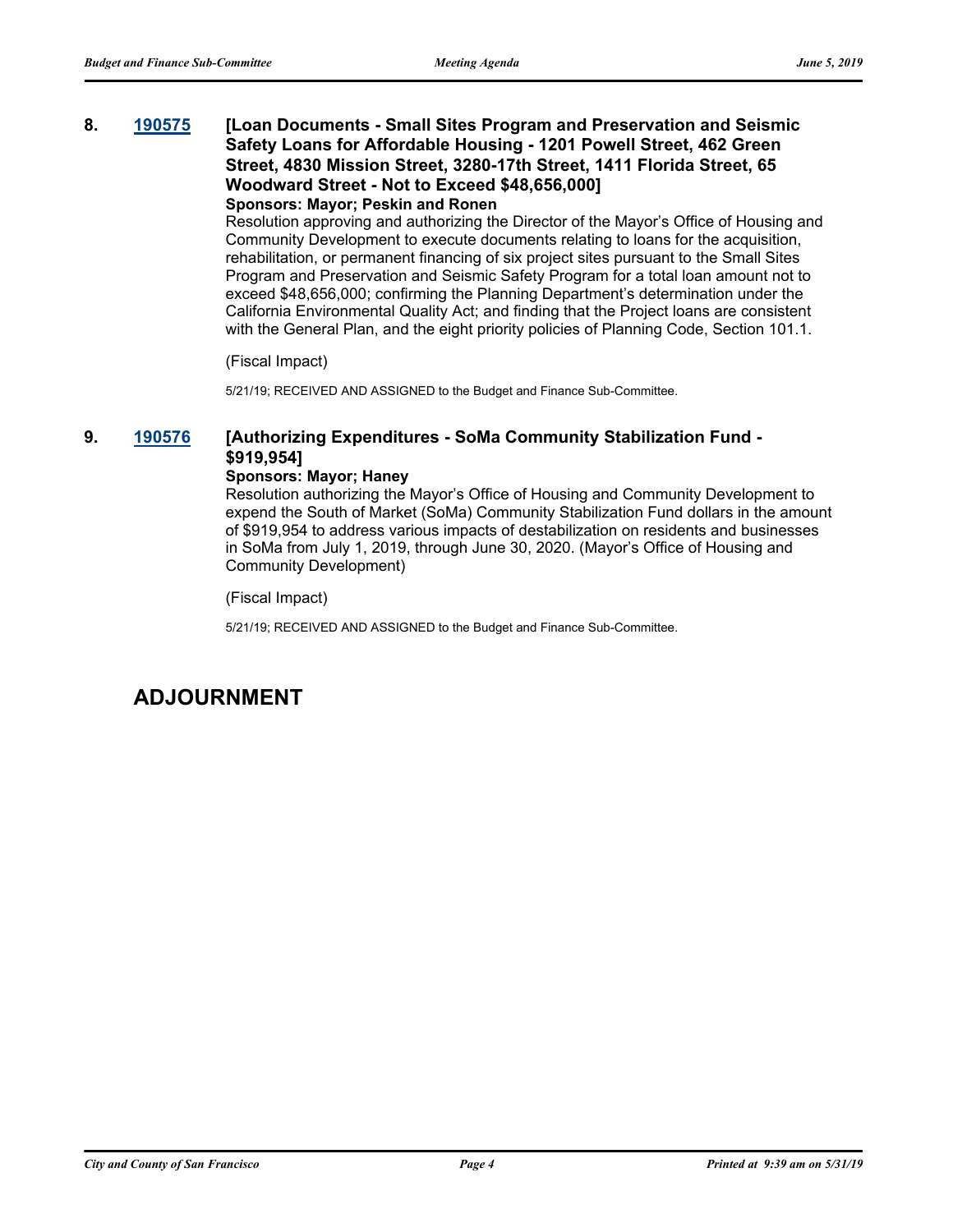**8. [190575](190575) [Loan Documents - Small Sites Program and Preservation and Seismic Safety Loans for Affordable Housing - 1201 Powell Street, 462 Green Street, 4830 Mission Street, 3280-17th Street, 1411 Florida Street, 65 Woodward Street - Not to Exceed $48,656,000]**

**Sponsors: Mayor; Peskin and Ronen**

Resolution approving and authorizing the Director of the Mayor's Office of Housing and Community Development to execute documents relating to loans for the acquisition, rehabilitation, or permanent financing of six project sites pursuant to the Small Sites Program and Preservation and Seismic Safety Program for a total loan amount not to exceed $48,656,000; confirming the Planning Department's determination under the California Environmental Quality Act; and finding that the Project loans are consistent with the General Plan, and the eight priority policies of Planning Code, Section 101.1.

(Fiscal Impact)

5/21/19; RECEIVED AND ASSIGNED to the Budget and Finance Sub-Committee.

**9. [190576](190576) [Authorizing Expenditures - SoMa Community Stabilization Fund - $919,954]**

**Sponsors: Mayor; Haney**

Resolution authorizing the Mayor's Office of Housing and Community Development to expend the South of Market (SoMa) Community Stabilization Fund dollars in the amount of $919,954 to address various impacts of destabilization on residents and businesses in SoMa from July 1, 2019, through June 30, 2020. (Mayor's Office of Housing and Community Development)

(Fiscal Impact)

5/21/19; RECEIVED AND ASSIGNED to the Budget and Finance Sub-Committee.

# ADJOURNMENT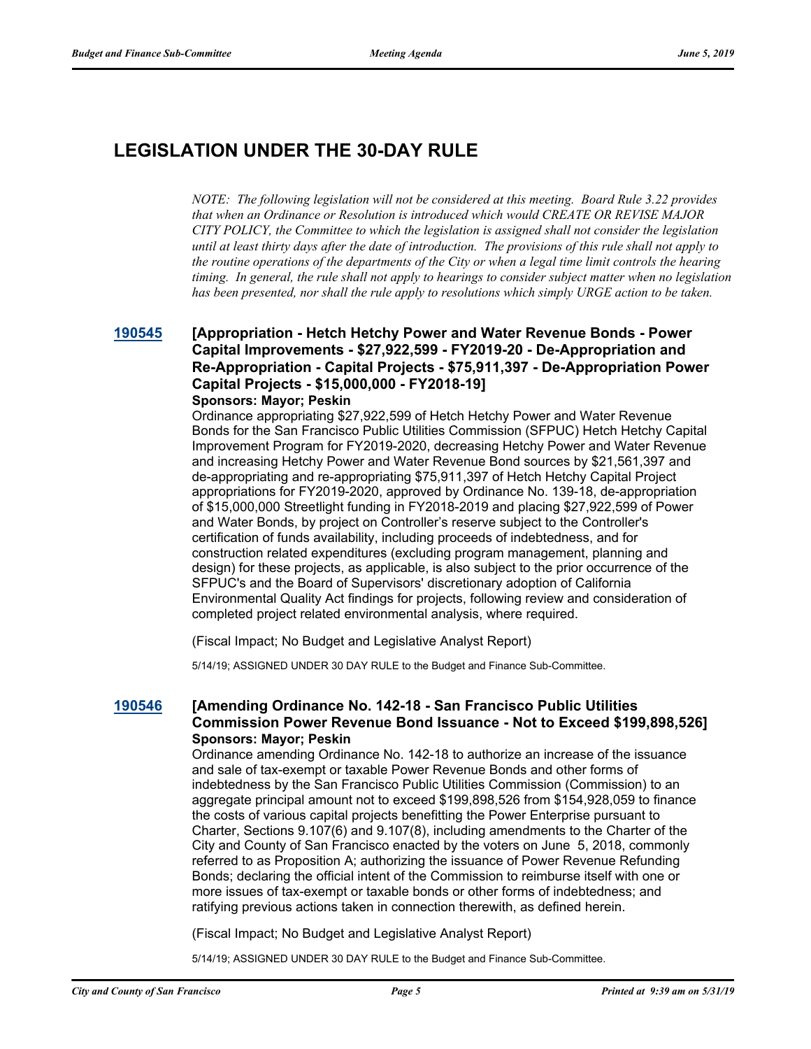# LEGISLATION UNDER THE 30-DAY RULE

*NOTE: The following legislation will not be considered at this meeting. Board Rule 3.22 provides that when an Ordinance or Resolution is introduced which would CREATE OR REVISE MAJOR CITY POLICY, the Committee to which the legislation is assigned shall not consider the legislation until at least thirty days after the date of introduction. The provisions of this rule shall not apply to the routine operations of the departments of the City or when a legal time limit controls the hearing timing. In general, the rule shall not apply to hearings to consider subject matter when no legislation has been presented, nor shall the rule apply to resolutions which simply URGE action to be taken.*

### 190545 [Appropriation - Hetch Hetchy Power and Water Revenue Bonds - Power Capital Improvements - $27,922,599 - FY2019-20 - De-Appropriation and Re-Appropriation - Capital Projects - $75,911,397 - De-Appropriation Power Capital Projects - $15,000,000 - FY2018-19]

**Sponsors: Mayor; Peskin**

Ordinance appropriating $27,922,599 of Hetch Hetchy Power and Water Revenue Bonds for the San Francisco Public Utilities Commission (SFPUC) Hetch Hetchy Capital Improvement Program for FY2019-2020, decreasing Hetchy Power and Water Revenue and increasing Hetchy Power and Water Revenue Bond sources by $21,561,397 and de-appropriating and re-appropriating $75,911,397 of Hetch Hetchy Capital Project appropriations for FY2019-2020, approved by Ordinance No. 139-18, de-appropriation of $15,000,000 Streetlight funding in FY2018-2019 and placing $27,922,599 of Power and Water Bonds, by project on Controller's reserve subject to the Controller's certification of funds availability, including proceeds of indebtedness, and for construction related expenditures (excluding program management, planning and design) for these projects, as applicable, is also subject to the prior occurrence of the SFPUC's and the Board of Supervisors' discretionary adoption of California Environmental Quality Act findings for projects, following review and consideration of completed project related environmental analysis, where required.

(Fiscal Impact; No Budget and Legislative Analyst Report)

5/14/19; ASSIGNED UNDER 30 DAY RULE to the Budget and Finance Sub-Committee.

### 190546 [Amending Ordinance No. 142-18 - San Francisco Public Utilities Commission Power Revenue Bond Issuance - Not to Exceed $199,898,526]

**Sponsors: Mayor; Peskin**

Ordinance amending Ordinance No. 142-18 to authorize an increase of the issuance and sale of tax-exempt or taxable Power Revenue Bonds and other forms of indebtedness by the San Francisco Public Utilities Commission (Commission) to an aggregate principal amount not to exceed $199,898,526 from $154,928,059 to finance the costs of various capital projects benefitting the Power Enterprise pursuant to Charter, Sections 9.107(6) and 9.107(8), including amendments to the Charter of the City and County of San Francisco enacted by the voters on June 5, 2018, commonly referred to as Proposition A; authorizing the issuance of Power Revenue Refunding Bonds; declaring the official intent of the Commission to reimburse itself with one or more issues of tax-exempt or taxable bonds or other forms of indebtedness; and ratifying previous actions taken in connection therewith, as defined herein.

(Fiscal Impact; No Budget and Legislative Analyst Report)

5/14/19; ASSIGNED UNDER 30 DAY RULE to the Budget and Finance Sub-Committee.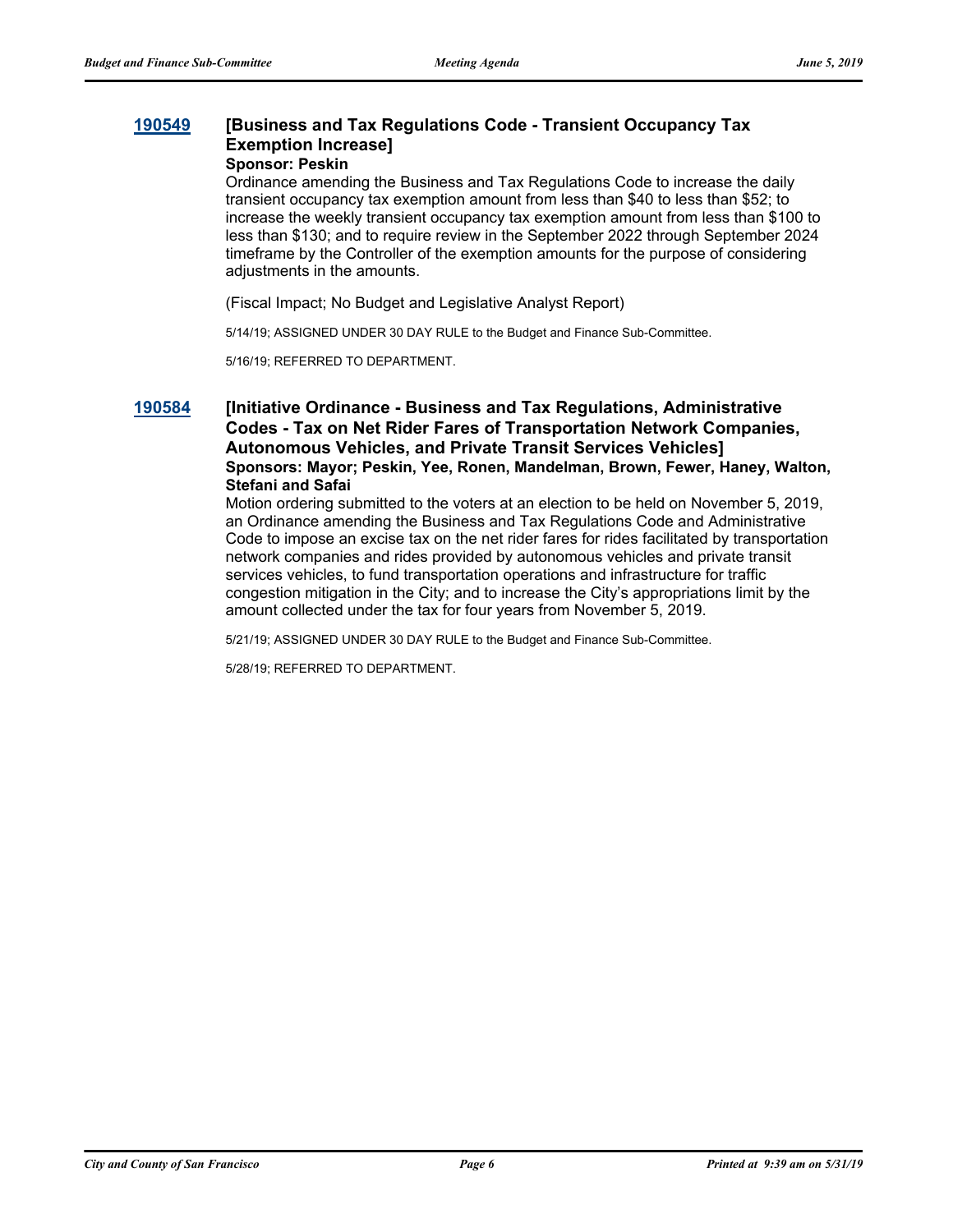### 190549 [Business and Tax Regulations Code - Transient Occupancy Tax Exemption Increase]

**Sponsor: Peskin**

Ordinance amending the Business and Tax Regulations Code to increase the daily transient occupancy tax exemption amount from less than $40 to less than $52; to increase the weekly transient occupancy tax exemption amount from less than $100 to less than $130; and to require review in the September 2022 through September 2024 timeframe by the Controller of the exemption amounts for the purpose of considering adjustments in the amounts.

(Fiscal Impact; No Budget and Legislative Analyst Report)

5/14/19; ASSIGNED UNDER 30 DAY RULE to the Budget and Finance Sub-Committee.

5/16/19; REFERRED TO DEPARTMENT.

### 190584 [Initiative Ordinance - Business and Tax Regulations, Administrative Codes - Tax on Net Rider Fares of Transportation Network Companies, Autonomous Vehicles, and Private Transit Services Vehicles]

**Sponsors: Mayor; Peskin, Yee, Ronen, Mandelman, Brown, Fewer, Haney, Walton, Stefani and Safai**

Motion ordering submitted to the voters at an election to be held on November 5, 2019, an Ordinance amending the Business and Tax Regulations Code and Administrative Code to impose an excise tax on the net rider fares for rides facilitated by transportation network companies and rides provided by autonomous vehicles and private transit services vehicles, to fund transportation operations and infrastructure for traffic congestion mitigation in the City; and to increase the City's appropriations limit by the amount collected under the tax for four years from November 5, 2019.

5/21/19; ASSIGNED UNDER 30 DAY RULE to the Budget and Finance Sub-Committee.

5/28/19; REFERRED TO DEPARTMENT.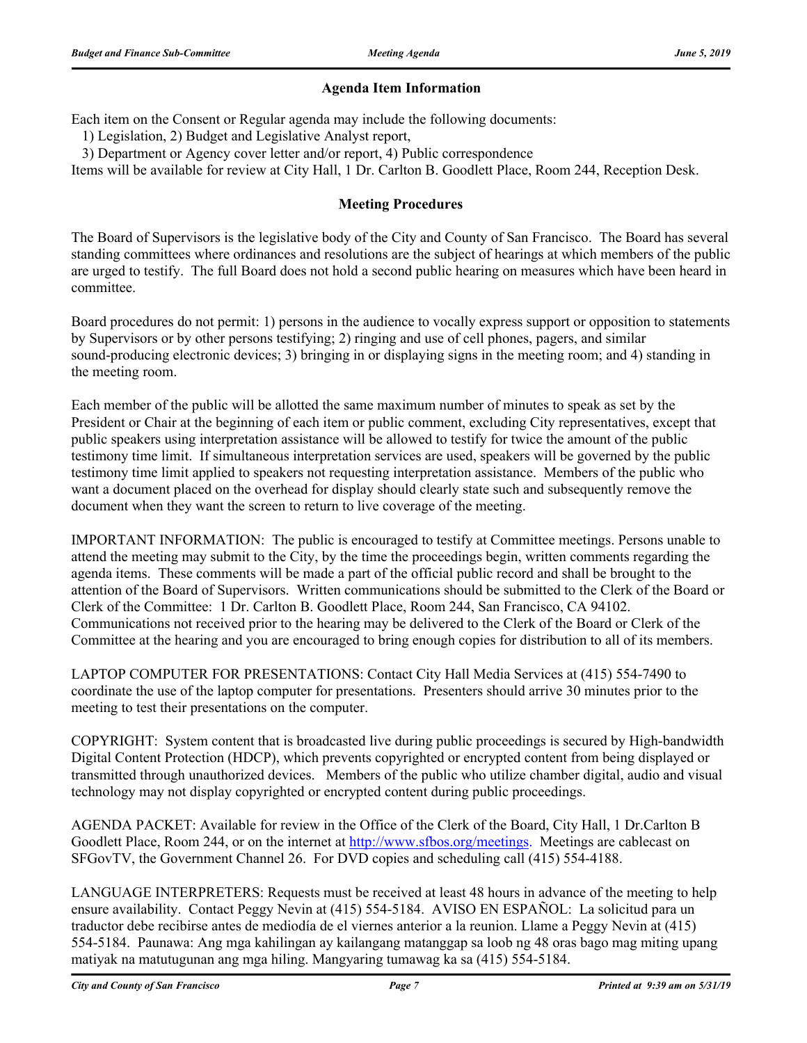### Agenda Item Information

Each item on the Consent or Regular agenda may include the following documents:
1) Legislation, 2) Budget and Legislative Analyst report,
3) Department or Agency cover letter and/or report, 4) Public correspondence
Items will be available for review at City Hall, 1 Dr. Carlton B. Goodlett Place, Room 244, Reception Desk.

### Meeting Procedures

The Board of Supervisors is the legislative body of the City and County of San Francisco. The Board has several standing committees where ordinances and resolutions are the subject of hearings at which members of the public are urged to testify. The full Board does not hold a second public hearing on measures which have been heard in committee.

Board procedures do not permit: 1) persons in the audience to vocally express support or opposition to statements by Supervisors or by other persons testifying; 2) ringing and use of cell phones, pagers, and similar sound-producing electronic devices; 3) bringing in or displaying signs in the meeting room; and 4) standing in the meeting room.

Each member of the public will be allotted the same maximum number of minutes to speak as set by the President or Chair at the beginning of each item or public comment, excluding City representatives, except that public speakers using interpretation assistance will be allowed to testify for twice the amount of the public testimony time limit. If simultaneous interpretation services are used, speakers will be governed by the public testimony time limit applied to speakers not requesting interpretation assistance. Members of the public who want a document placed on the overhead for display should clearly state such and subsequently remove the document when they want the screen to return to live coverage of the meeting.

IMPORTANT INFORMATION: The public is encouraged to testify at Committee meetings. Persons unable to attend the meeting may submit to the City, by the time the proceedings begin, written comments regarding the agenda items. These comments will be made a part of the official public record and shall be brought to the attention of the Board of Supervisors. Written communications should be submitted to the Clerk of the Board or Clerk of the Committee: 1 Dr. Carlton B. Goodlett Place, Room 244, San Francisco, CA 94102. Communications not received prior to the hearing may be delivered to the Clerk of the Board or Clerk of the Committee at the hearing and you are encouraged to bring enough copies for distribution to all of its members.

LAPTOP COMPUTER FOR PRESENTATIONS: Contact City Hall Media Services at (415) 554-7490 to coordinate the use of the laptop computer for presentations. Presenters should arrive 30 minutes prior to the meeting to test their presentations on the computer.

COPYRIGHT: System content that is broadcasted live during public proceedings is secured by High-bandwidth Digital Content Protection (HDCP), which prevents copyrighted or encrypted content from being displayed or transmitted through unauthorized devices. Members of the public who utilize chamber digital, audio and visual technology may not display copyrighted or encrypted content during public proceedings.

AGENDA PACKET: Available for review in the Office of the Clerk of the Board, City Hall, 1 Dr.Carlton B Goodlett Place, Room 244, or on the internet at [http://www.sfbos.org/meetings](http://www.sfbos.org/meetings). Meetings are cablecast on SFGovTV, the Government Channel 26. For DVD copies and scheduling call (415) 554-4188.

LANGUAGE INTERPRETERS: Requests must be received at least 48 hours in advance of the meeting to help ensure availability. Contact Peggy Nevin at (415) 554-5184. AVISO EN ESPAÑOL: La solicitud para un traductor debe recibirse antes de mediodía de el viernes anterior a la reunion. Llame a Peggy Nevin at (415) 554-5184. Paunawa: Ang mga kahilingan ay kailangang matanggap sa loob ng 48 oras bago mag miting upang matiyak na matutugunan ang mga hiling. Mangyaring tumawag ka sa (415) 554-5184.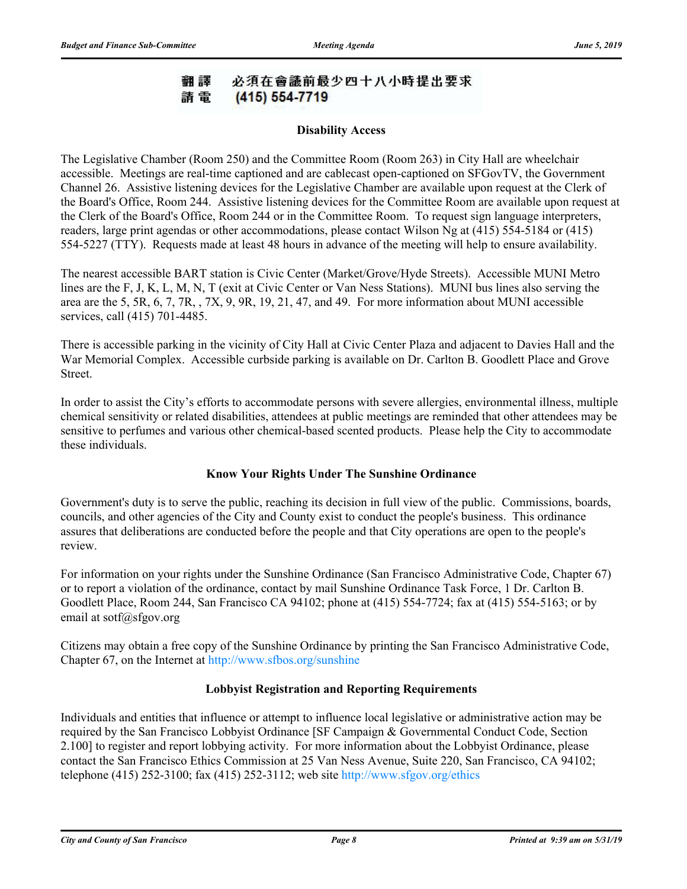翻譯　必須在會議前最少四十八小時提出要求
請電　(415) 554-7719

## Disability Access

The Legislative Chamber (Room 250) and the Committee Room (Room 263) in City Hall are wheelchair accessible. Meetings are real-time captioned and are cablecast open-captioned on SFGovTV, the Government Channel 26. Assistive listening devices for the Legislative Chamber are available upon request at the Clerk of the Board's Office, Room 244. Assistive listening devices for the Committee Room are available upon request at the Clerk of the Board's Office, Room 244 or in the Committee Room. To request sign language interpreters, readers, large print agendas or other accommodations, please contact Wilson Ng at (415) 554-5184 or (415) 554-5227 (TTY). Requests made at least 48 hours in advance of the meeting will help to ensure availability.

The nearest accessible BART station is Civic Center (Market/Grove/Hyde Streets). Accessible MUNI Metro lines are the F, J, K, L, M, N, T (exit at Civic Center or Van Ness Stations). MUNI bus lines also serving the area are the 5, 5R, 6, 7, 7R, , 7X, 9, 9R, 19, 21, 47, and 49. For more information about MUNI accessible services, call (415) 701-4485.

There is accessible parking in the vicinity of City Hall at Civic Center Plaza and adjacent to Davies Hall and the War Memorial Complex. Accessible curbside parking is available on Dr. Carlton B. Goodlett Place and Grove Street.

In order to assist the City's efforts to accommodate persons with severe allergies, environmental illness, multiple chemical sensitivity or related disabilities, attendees at public meetings are reminded that other attendees may be sensitive to perfumes and various other chemical-based scented products. Please help the City to accommodate these individuals.

## Know Your Rights Under The Sunshine Ordinance

Government's duty is to serve the public, reaching its decision in full view of the public. Commissions, boards, councils, and other agencies of the City and County exist to conduct the people's business. This ordinance assures that deliberations are conducted before the people and that City operations are open to the people's review.

For information on your rights under the Sunshine Ordinance (San Francisco Administrative Code, Chapter 67) or to report a violation of the ordinance, contact by mail Sunshine Ordinance Task Force, 1 Dr. Carlton B. Goodlett Place, Room 244, San Francisco CA 94102; phone at (415) 554-7724; fax at (415) 554-5163; or by email at sotf@sfgov.org

Citizens may obtain a free copy of the Sunshine Ordinance by printing the San Francisco Administrative Code, Chapter 67, on the Internet at http://www.sfbos.org/sunshine

## Lobbyist Registration and Reporting Requirements

Individuals and entities that influence or attempt to influence local legislative or administrative action may be required by the San Francisco Lobbyist Ordinance [SF Campaign & Governmental Conduct Code, Section 2.100] to register and report lobbying activity. For more information about the Lobbyist Ordinance, please contact the San Francisco Ethics Commission at 25 Van Ness Avenue, Suite 220, San Francisco, CA 94102; telephone (415) 252-3100; fax (415) 252-3112; web site http://www.sfgov.org/ethics